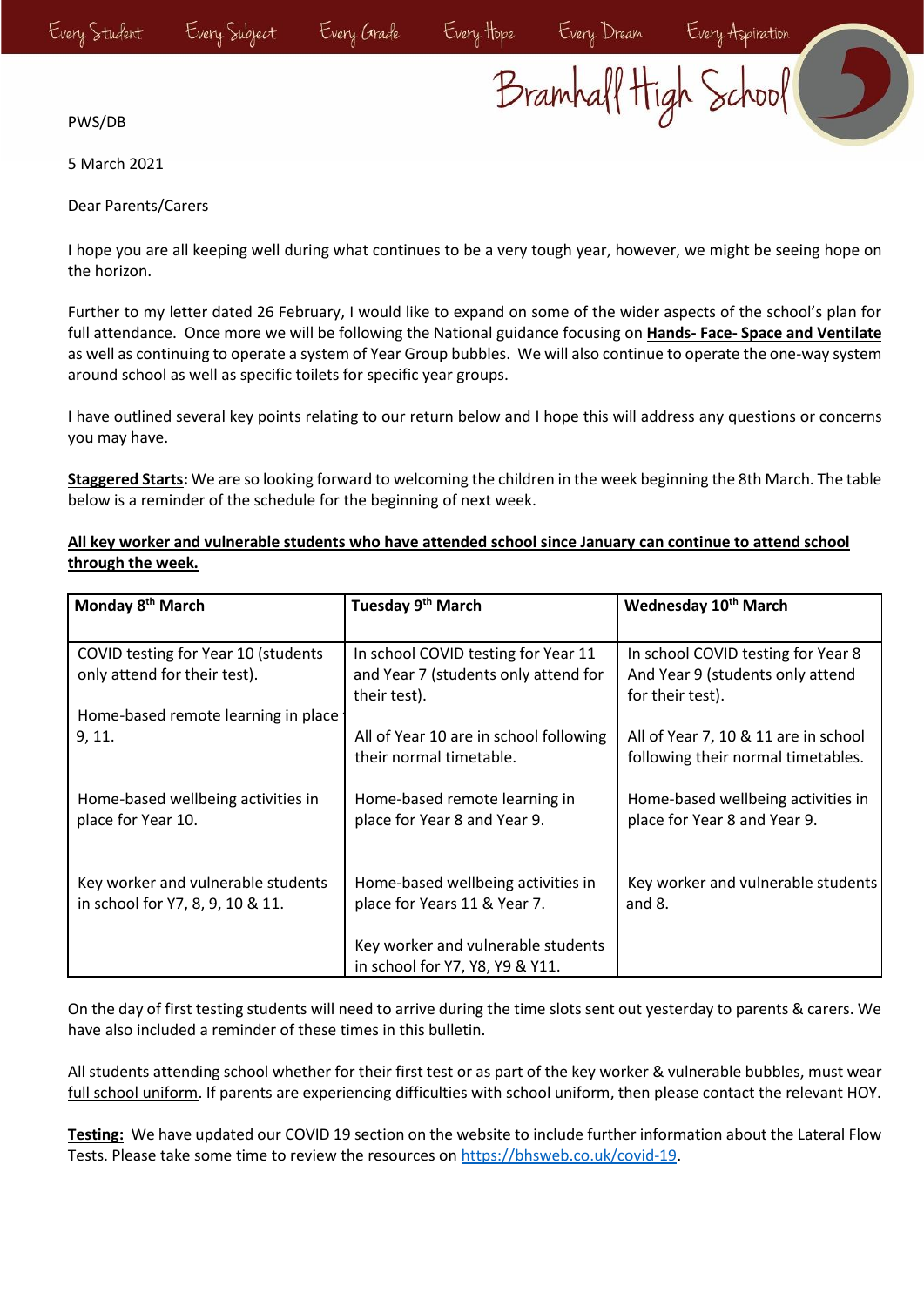Every Student Every Subject Every Grade Every Hope Every Dream Every Aspiration

Bramhall High School

PWS/DB

5 March 2021

Dear Parents/Carers

I hope you are all keeping well during what continues to be a very tough year, however, we might be seeing hope on the horizon.

Further to my letter dated 26 February, I would like to expand on some of the wider aspects of the school's plan for full attendance. Once more we will be following the National guidance focusing on **Hands- Face- Space and Ventilate** as well as continuing to operate a system of Year Group bubbles. We will also continue to operate the one-way system around school as well as specific toilets for specific year groups.

I have outlined several key points relating to our return below and I hope this will address any questions or concerns you may have.

**Staggered Starts:** We are so looking forward to welcoming the children in the week beginning the 8th March. The table below is a reminder of the schedule for the beginning of next week.

**All key worker and vulnerable students who have attended school since January can continue to attend school through the week.**

| Monday 8th March | Tuesday 9th March | Wednesday 10th March |
|---|---|---|
| COVID testing for Year 10 (students only attend for their test).<br><br>Home-based remote learning in place 9, 11. | In school COVID testing for Year 11 and Year 7 (students only attend for their test).<br><br>All of Year 10 are in school following their normal timetable. | In school COVID testing for Year 8 And Year 9 (students only attend for their test).<br><br>All of Year 7, 10 & 11 are in school following their normal timetables. |
| Home-based wellbeing activities in place for Year 10. | Home-based remote learning in place for Year 8 and Year 9. | Home-based wellbeing activities in place for Year 8 and Year 9. |
| Key worker and vulnerable students in school for Y7, 8, 9, 10 & 11. | Home-based wellbeing activities in place for Years 11 & Year 7.<br><br>Key worker and vulnerable students in school for Y7, Y8, Y9 & Y11. | Key worker and vulnerable students and 8. |

On the day of first testing students will need to arrive during the time slots sent out yesterday to parents & carers. We have also included a reminder of these times in this bulletin.

All students attending school whether for their first test or as part of the key worker & vulnerable bubbles, must wear full school uniform. If parents are experiencing difficulties with school uniform, then please contact the relevant HOY.

**Testing:** We have updated our COVID 19 section on the website to include further information about the Lateral Flow Tests. Please take some time to review the resources on https://bhsweb.co.uk/covid-19.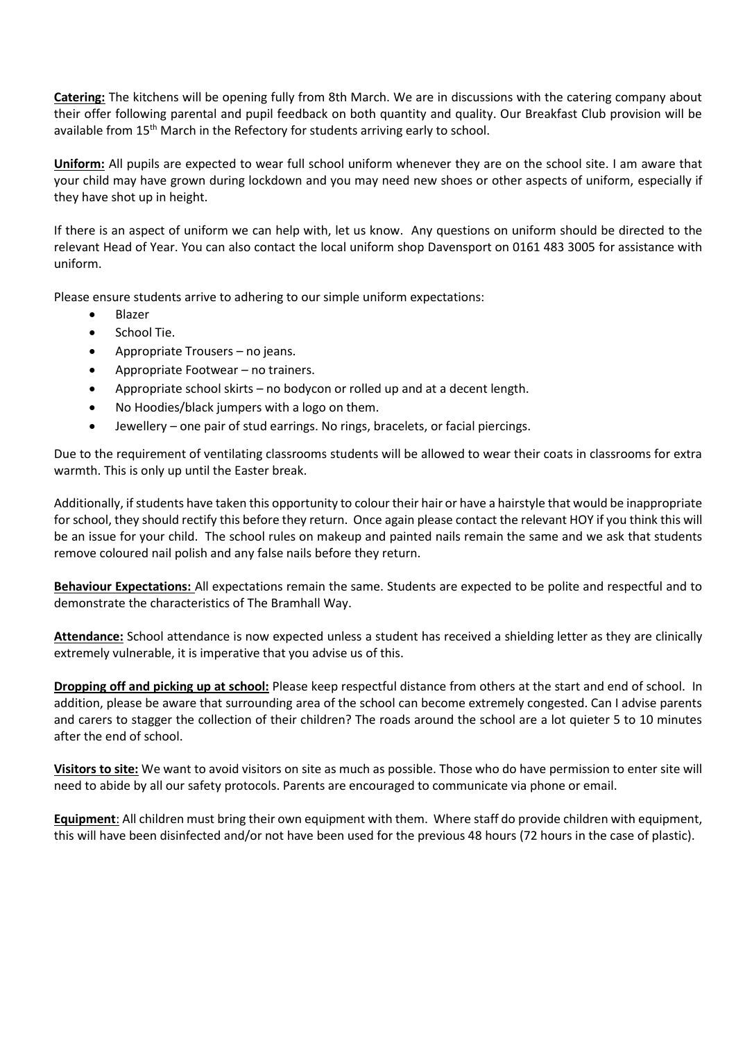**<u>Catering:</u>** The kitchens will be opening fully from 8th March. We are in discussions with the catering company about their offer following parental and pupil feedback on both quantity and quality. Our Breakfast Club provision will be available from 15th March in the Refectory for students arriving early to school.

**<u>Uniform:</u>** All pupils are expected to wear full school uniform whenever they are on the school site. I am aware that your child may have grown during lockdown and you may need new shoes or other aspects of uniform, especially if they have shot up in height.

If there is an aspect of uniform we can help with, let us know. Any questions on uniform should be directed to the relevant Head of Year. You can also contact the local uniform shop Davensport on 0161 483 3005 for assistance with uniform.

Please ensure students arrive to adhering to our simple uniform expectations:

- Blazer
- School Tie.
- Appropriate Trousers – no jeans.
- Appropriate Footwear – no trainers.
- Appropriate school skirts – no bodycon or rolled up and at a decent length.
- No Hoodies/black jumpers with a logo on them.
- Jewellery – one pair of stud earrings. No rings, bracelets, or facial piercings.

Due to the requirement of ventilating classrooms students will be allowed to wear their coats in classrooms for extra warmth. This is only up until the Easter break.

Additionally, if students have taken this opportunity to colour their hair or have a hairstyle that would be inappropriate for school, they should rectify this before they return. Once again please contact the relevant HOY if you think this will be an issue for your child. The school rules on makeup and painted nails remain the same and we ask that students remove coloured nail polish and any false nails before they return.

**<u>Behaviour Expectations:</u>** All expectations remain the same. Students are expected to be polite and respectful and to demonstrate the characteristics of The Bramhall Way.

**<u>Attendance:</u>** School attendance is now expected unless a student has received a shielding letter as they are clinically extremely vulnerable, it is imperative that you advise us of this.

**<u>Dropping off and picking up at school:</u>** Please keep respectful distance from others at the start and end of school. In addition, please be aware that surrounding area of the school can become extremely congested. Can I advise parents and carers to stagger the collection of their children? The roads around the school are a lot quieter 5 to 10 minutes after the end of school.

**<u>Visitors to site:</u>** We want to avoid visitors on site as much as possible. Those who do have permission to enter site will need to abide by all our safety protocols. Parents are encouraged to communicate via phone or email.

**<u>Equipment</u>**: All children must bring their own equipment with them. Where staff do provide children with equipment, this will have been disinfected and/or not have been used for the previous 48 hours (72 hours in the case of plastic).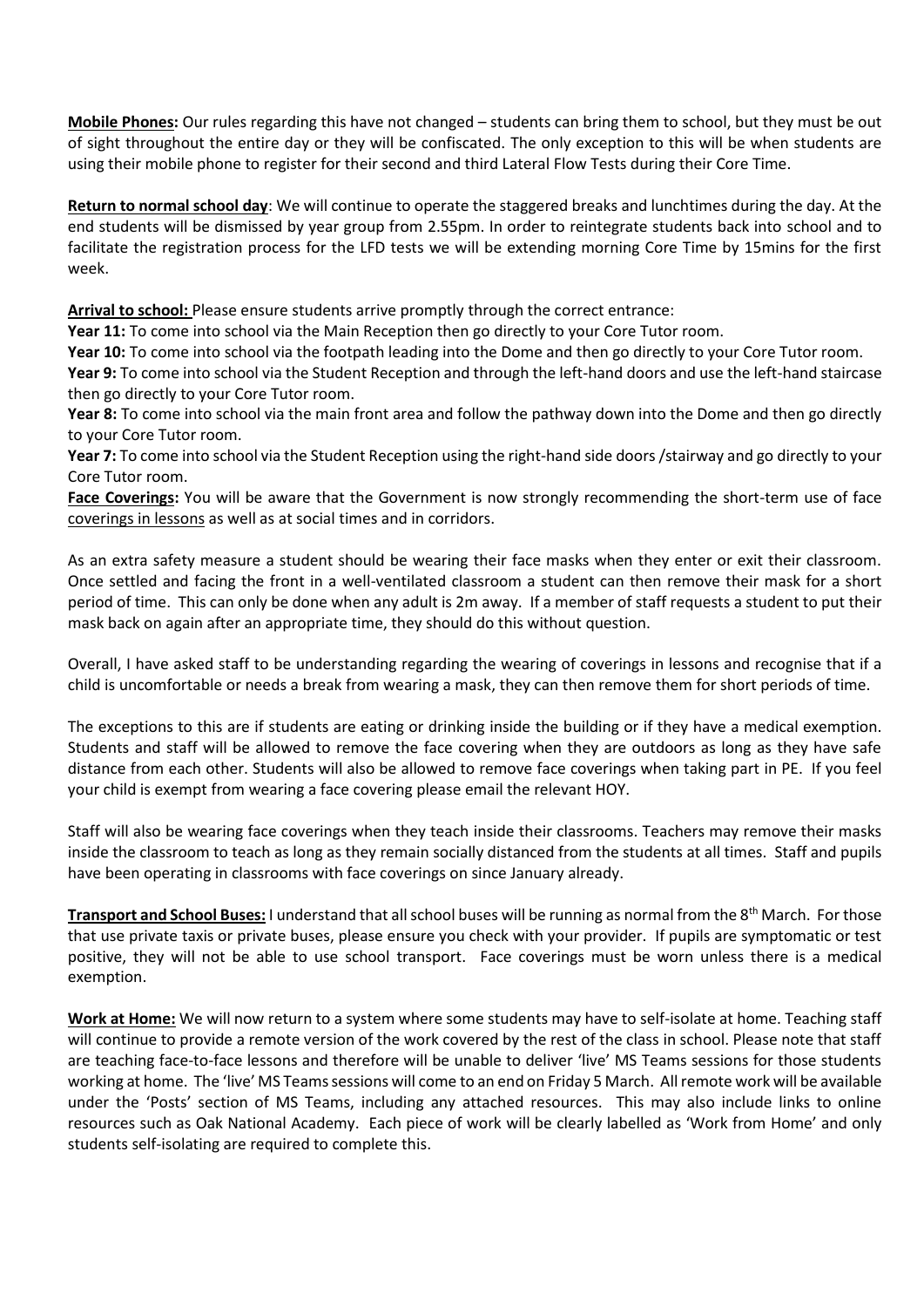**Mobile Phones:** Our rules regarding this have not changed – students can bring them to school, but they must be out of sight throughout the entire day or they will be confiscated. The only exception to this will be when students are using their mobile phone to register for their second and third Lateral Flow Tests during their Core Time.

**Return to normal school day**: We will continue to operate the staggered breaks and lunchtimes during the day. At the end students will be dismissed by year group from 2.55pm. In order to reintegrate students back into school and to facilitate the registration process for the LFD tests we will be extending morning Core Time by 15mins for the first week.

**Arrival to school:** Please ensure students arrive promptly through the correct entrance:

**Year 11:** To come into school via the Main Reception then go directly to your Core Tutor room.

**Year 10:** To come into school via the footpath leading into the Dome and then go directly to your Core Tutor room.

**Year 9:** To come into school via the Student Reception and through the left-hand doors and use the left-hand staircase then go directly to your Core Tutor room.

**Year 8:** To come into school via the main front area and follow the pathway down into the Dome and then go directly to your Core Tutor room.

**Year 7:** To come into school via the Student Reception using the right-hand side doors /stairway and go directly to your Core Tutor room.

**Face Coverings:** You will be aware that the Government is now strongly recommending the short-term use of face coverings in lessons as well as at social times and in corridors.

As an extra safety measure a student should be wearing their face masks when they enter or exit their classroom. Once settled and facing the front in a well-ventilated classroom a student can then remove their mask for a short period of time. This can only be done when any adult is 2m away. If a member of staff requests a student to put their mask back on again after an appropriate time, they should do this without question.

Overall, I have asked staff to be understanding regarding the wearing of coverings in lessons and recognise that if a child is uncomfortable or needs a break from wearing a mask, they can then remove them for short periods of time.

The exceptions to this are if students are eating or drinking inside the building or if they have a medical exemption. Students and staff will be allowed to remove the face covering when they are outdoors as long as they have safe distance from each other. Students will also be allowed to remove face coverings when taking part in PE. If you feel your child is exempt from wearing a face covering please email the relevant HOY.

Staff will also be wearing face coverings when they teach inside their classrooms. Teachers may remove their masks inside the classroom to teach as long as they remain socially distanced from the students at all times. Staff and pupils have been operating in classrooms with face coverings on since January already.

**Transport and School Buses:** I understand that all school buses will be running as normal from the 8th March. For those that use private taxis or private buses, please ensure you check with your provider. If pupils are symptomatic or test positive, they will not be able to use school transport. Face coverings must be worn unless there is a medical exemption.

**Work at Home:** We will now return to a system where some students may have to self-isolate at home. Teaching staff will continue to provide a remote version of the work covered by the rest of the class in school. Please note that staff are teaching face-to-face lessons and therefore will be unable to deliver 'live' MS Teams sessions for those students working at home. The 'live' MS Teams sessions will come to an end on Friday 5 March. All remote work will be available under the 'Posts' section of MS Teams, including any attached resources. This may also include links to online resources such as Oak National Academy. Each piece of work will be clearly labelled as 'Work from Home' and only students self-isolating are required to complete this.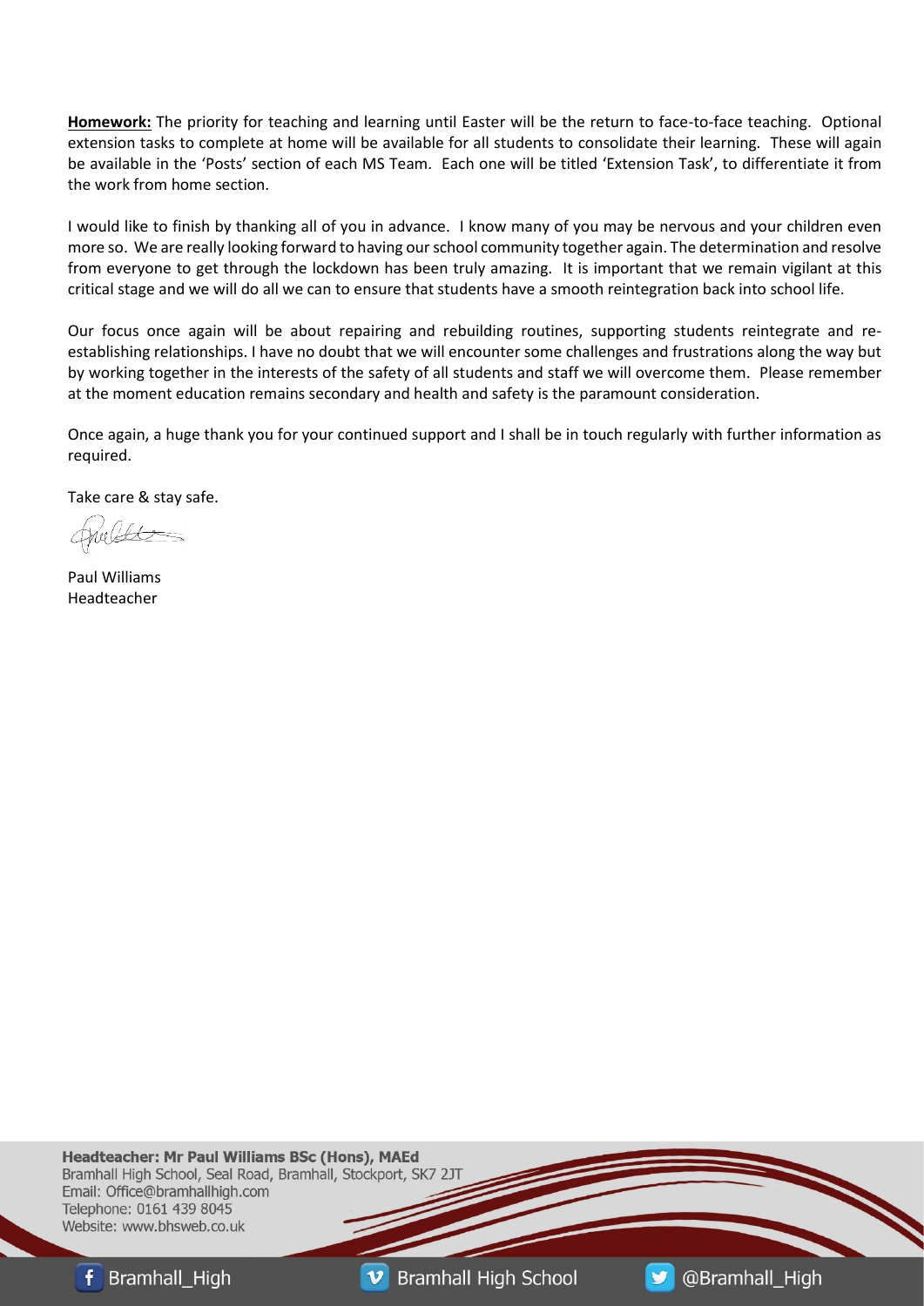**Homework:** The priority for teaching and learning until Easter will be the return to face-to-face teaching. Optional extension tasks to complete at home will be available for all students to consolidate their learning. These will again be available in the 'Posts' section of each MS Team. Each one will be titled 'Extension Task', to differentiate it from the work from home section.

I would like to finish by thanking all of you in advance. I know many of you may be nervous and your children even more so. We are really looking forward to having our school community together again. The determination and resolve from everyone to get through the lockdown has been truly amazing. It is important that we remain vigilant at this critical stage and we will do all we can to ensure that students have a smooth reintegration back into school life.

Our focus once again will be about repairing and rebuilding routines, supporting students reintegrate and re-establishing relationships. I have no doubt that we will encounter some challenges and frustrations along the way but by working together in the interests of the safety of all students and staff we will overcome them. Please remember at the moment education remains secondary and health and safety is the paramount consideration.

Once again, a huge thank you for your continued support and I shall be in touch regularly with further information as required.

Take care & stay safe.

Paul Williams
Headteacher

**Headteacher: Mr Paul Williams BSc (Hons), MAEd**
Bramhall High School, Seal Road, Bramhall, Stockport, SK7 2JT
Email: Office@bramhallhigh.com
Telephone: 0161 439 8045
Website: www.bhsweb.co.uk

Bramhall_High | Bramhall High School | @Bramhall_High